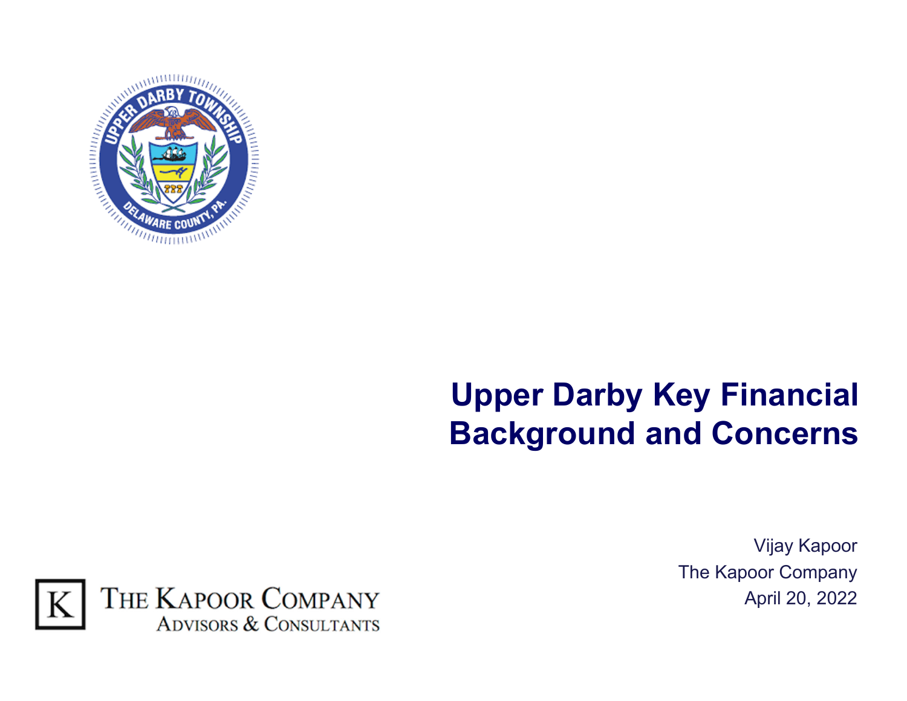# Upper Darby Key Financial Background and Concerns

Vijay Kapoor
The Kapoor Company
April 20, 2022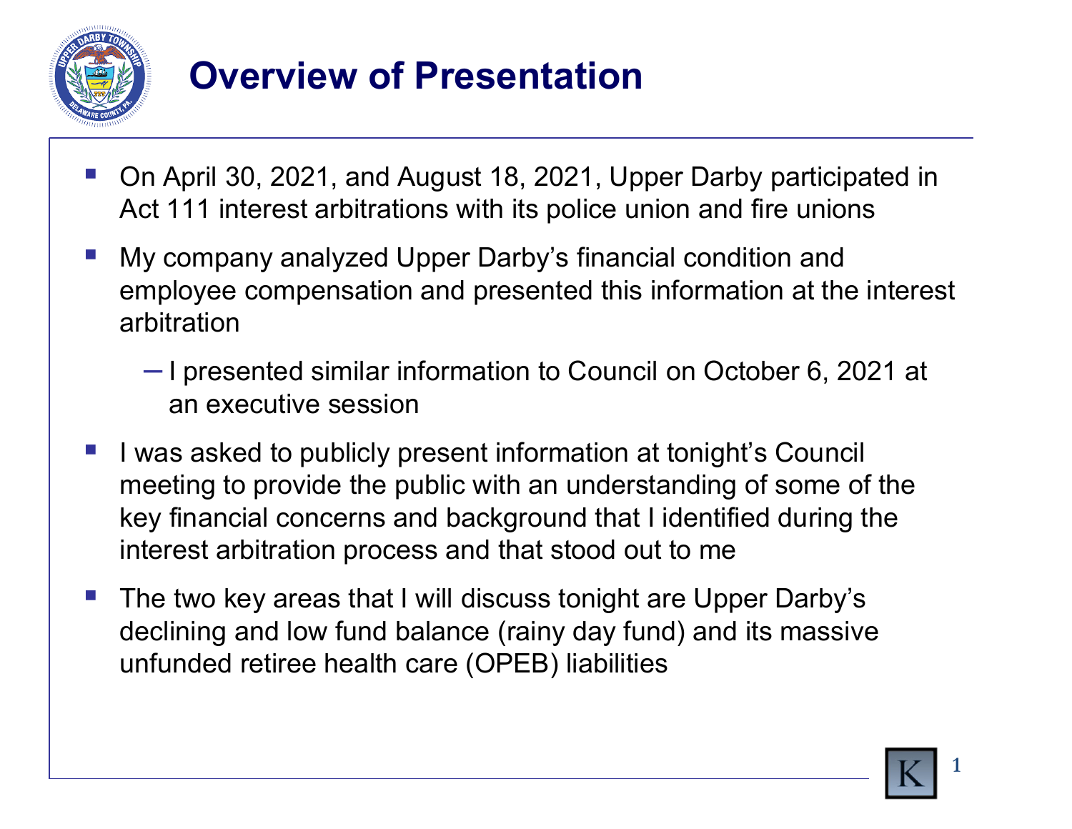# Overview of Presentation

- On April 30, 2021, and August 18, 2021, Upper Darby participated in Act 111 interest arbitrations with its police union and fire unions
- My company analyzed Upper Darby's financial condition and employee compensation and presented this information at the interest arbitration
  - I presented similar information to Council on October 6, 2021 at an executive session
- I was asked to publicly present information at tonight's Council meeting to provide the public with an understanding of some of the key financial concerns and background that I identified during the interest arbitration process and that stood out to me
- The two key areas that I will discuss tonight are Upper Darby's declining and low fund balance (rainy day fund) and its massive unfunded retiree health care (OPEB) liabilities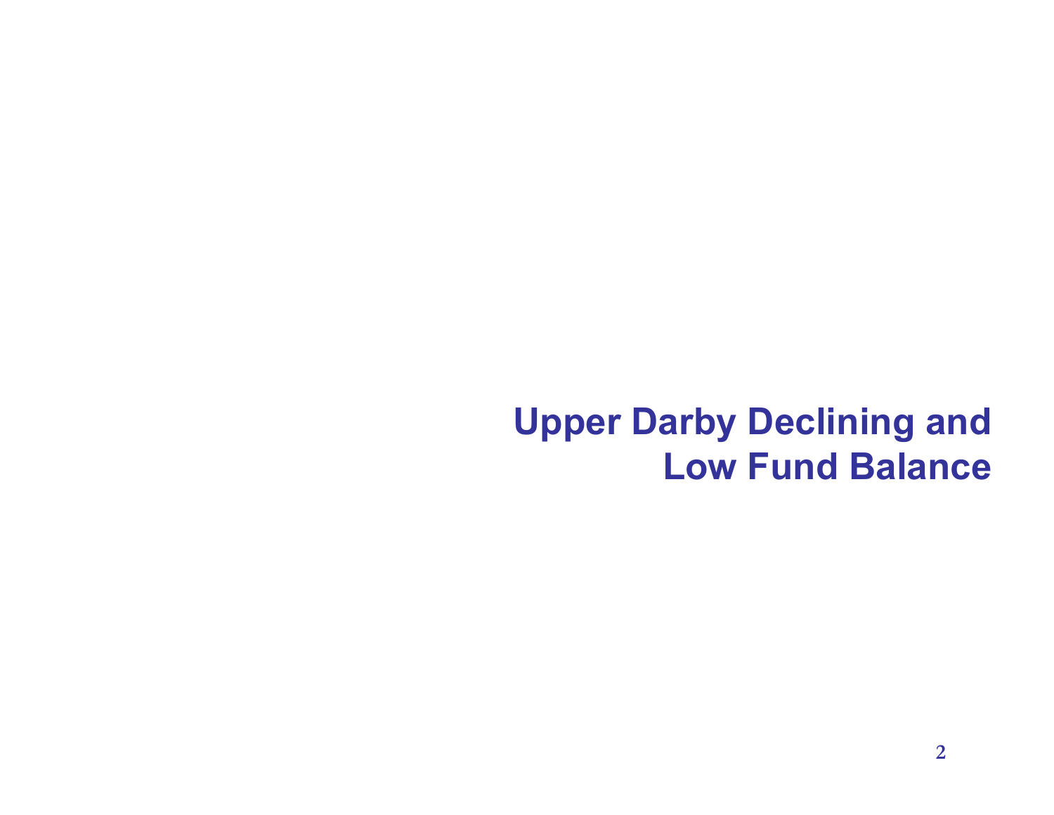# Upper Darby Declining and Low Fund Balance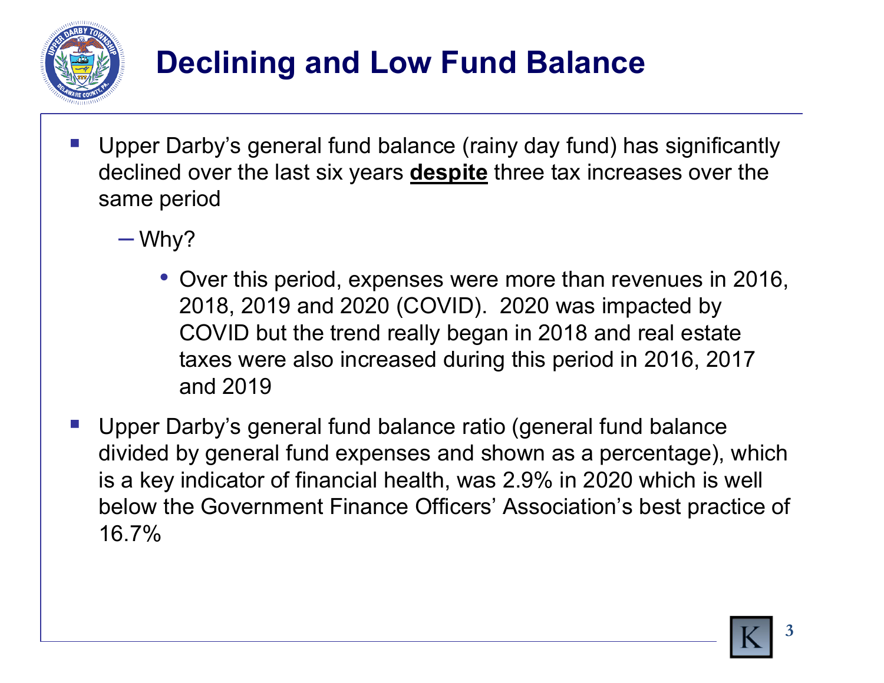# Declining and Low Fund Balance

- Upper Darby's general fund balance (rainy day fund) has significantly declined over the last six years **despite** three tax increases over the same period
  - Why?
    - Over this period, expenses were more than revenues in 2016, 2018, 2019 and 2020 (COVID). 2020 was impacted by COVID but the trend really began in 2018 and real estate taxes were also increased during this period in 2016, 2017 and 2019
- Upper Darby's general fund balance ratio (general fund balance divided by general fund expenses and shown as a percentage), which is a key indicator of financial health, was 2.9% in 2020 which is well below the Government Finance Officers' Association's best practice of 16.7%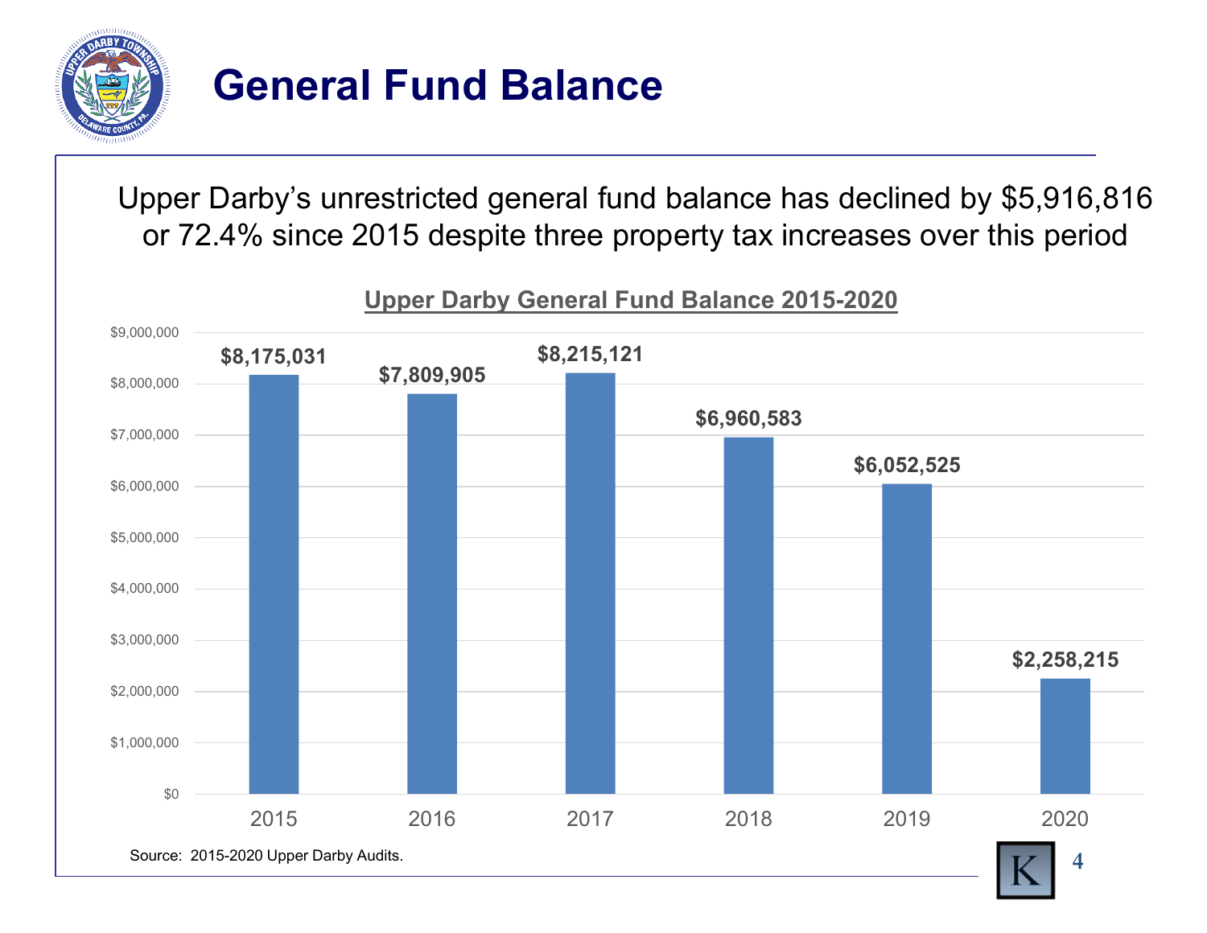# General Fund Balance

Upper Darby's unrestricted general fund balance has declined by $5,916,816 or 72.4% since 2015 despite three property tax increases over this period

**Upper Darby General Fund Balance 2015-2020**

| Year | General Fund Balance |
|---|---|
| 2015 | $8,175,031 |
| 2016 | $7,809,905 |
| 2017 | $8,215,121 |
| 2018 | $6,960,583 |
| 2019 | $6,052,525 |
| 2020 | $2,258,215 |

Source: 2015-2020 Upper Darby Audits.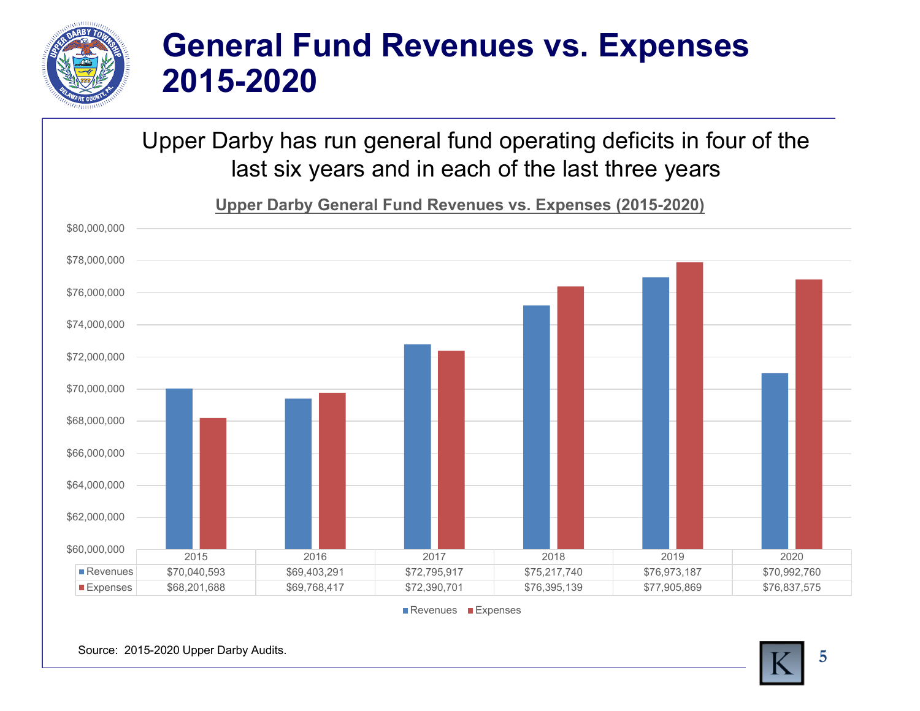# General Fund Revenues vs. Expenses 2015-2020

Upper Darby has run general fund operating deficits in four of the last six years and in each of the last three years

**Upper Darby General Fund Revenues vs. Expenses (2015-2020)**

| | 2015 | 2016 | 2017 | 2018 | 2019 | 2020 |
|---|---|---|---|---|---|---|
| Revenues | $70,040,593 | $69,403,291 | $72,795,917 | $75,217,740 | $76,973,187 | $70,992,760 |
| Expenses | $68,201,688 | $69,768,417 | $72,390,701 | $76,395,139 | $77,905,869 | $76,837,575 |

Source: 2015-2020 Upper Darby Audits.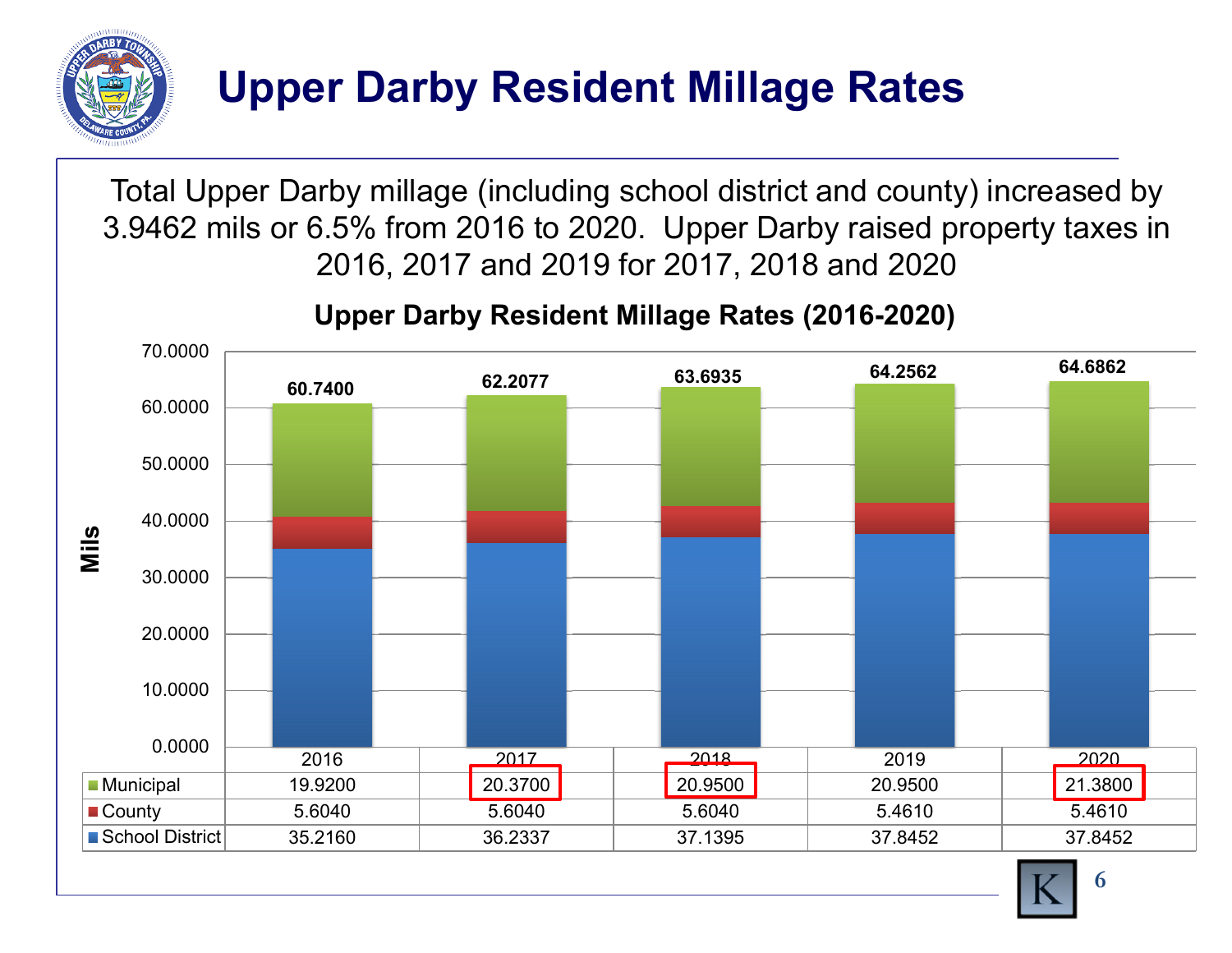# Upper Darby Resident Millage Rates

Total Upper Darby millage (including school district and county) increased by 3.9462 mils or 6.5% from 2016 to 2020. Upper Darby raised property taxes in 2016, 2017 and 2019 for 2017, 2018 and 2020

## Upper Darby Resident Millage Rates (2016-2020)

| | 2016 | 2017 | 2018 | 2019 | 2020 |
|---|---|---|---|---|---|
| Municipal | 19.9200 | 20.3700 | 20.9500 | 20.9500 | 21.3800 |
| County | 5.6040 | 5.6040 | 5.6040 | 5.4610 | 5.4610 |
| School District | 35.2160 | 36.2337 | 37.1395 | 37.8452 | 37.8452 |
| Total | 60.7400 | 62.2077 | 63.6935 | 64.2562 | 64.6862 |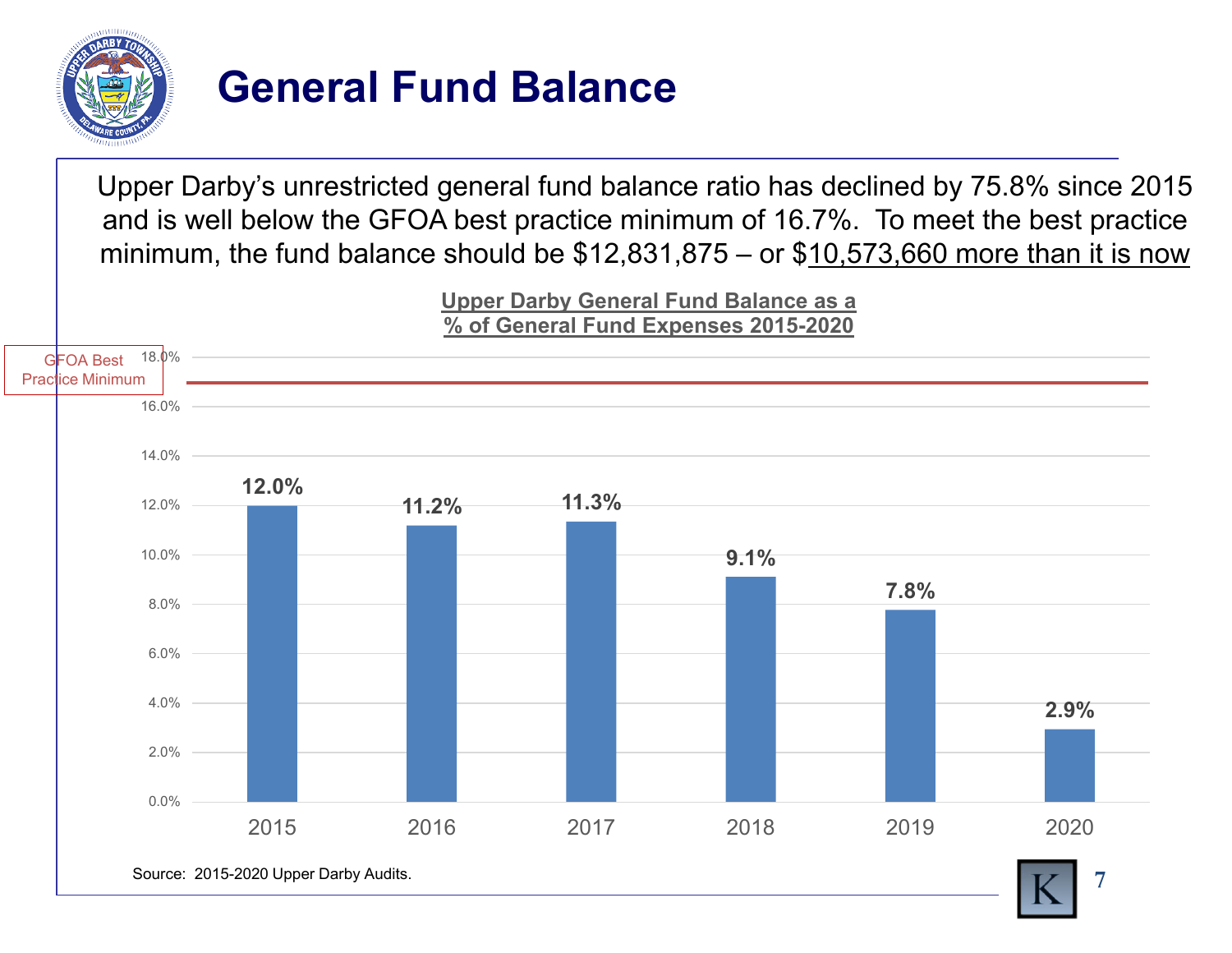# General Fund Balance

Upper Darby's unrestricted general fund balance ratio has declined by 75.8% since 2015 and is well below the GFOA best practice minimum of 16.7%. To meet the best practice minimum, the fund balance should be $12,831,875 – or $10,573,660 more than it is now

**Upper Darby General Fund Balance as a % of General Fund Expenses 2015-2020**

| Year | General Fund Balance as % of General Fund Expenses |
|---|---|
| 2015 | 12.0% |
| 2016 | 11.2% |
| 2017 | 11.3% |
| 2018 | 9.1% |
| 2019 | 7.8% |
| 2020 | 2.9% |

GFOA Best Practice Minimum

Source: 2015-2020 Upper Darby Audits.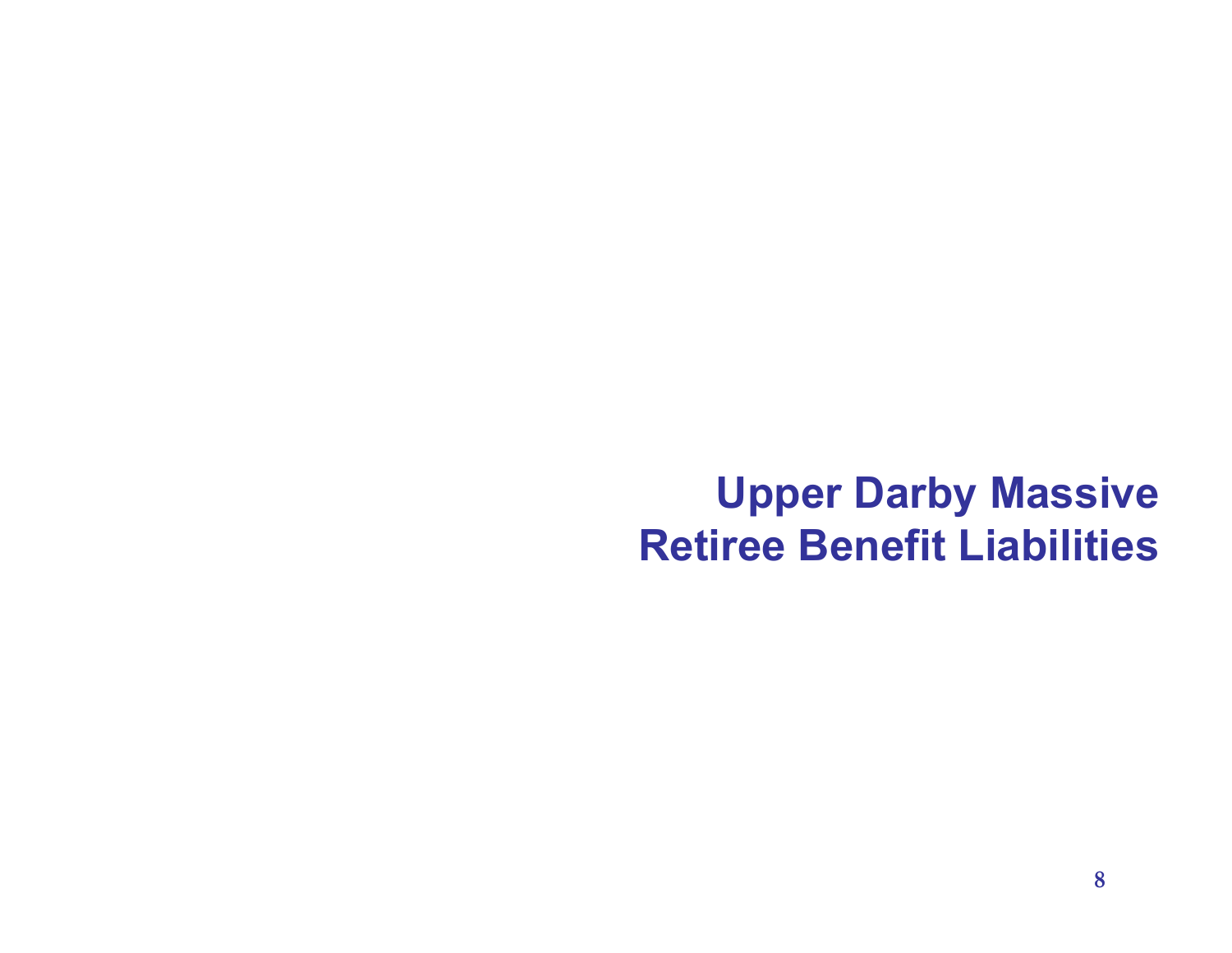# Upper Darby Massive Retiree Benefit Liabilities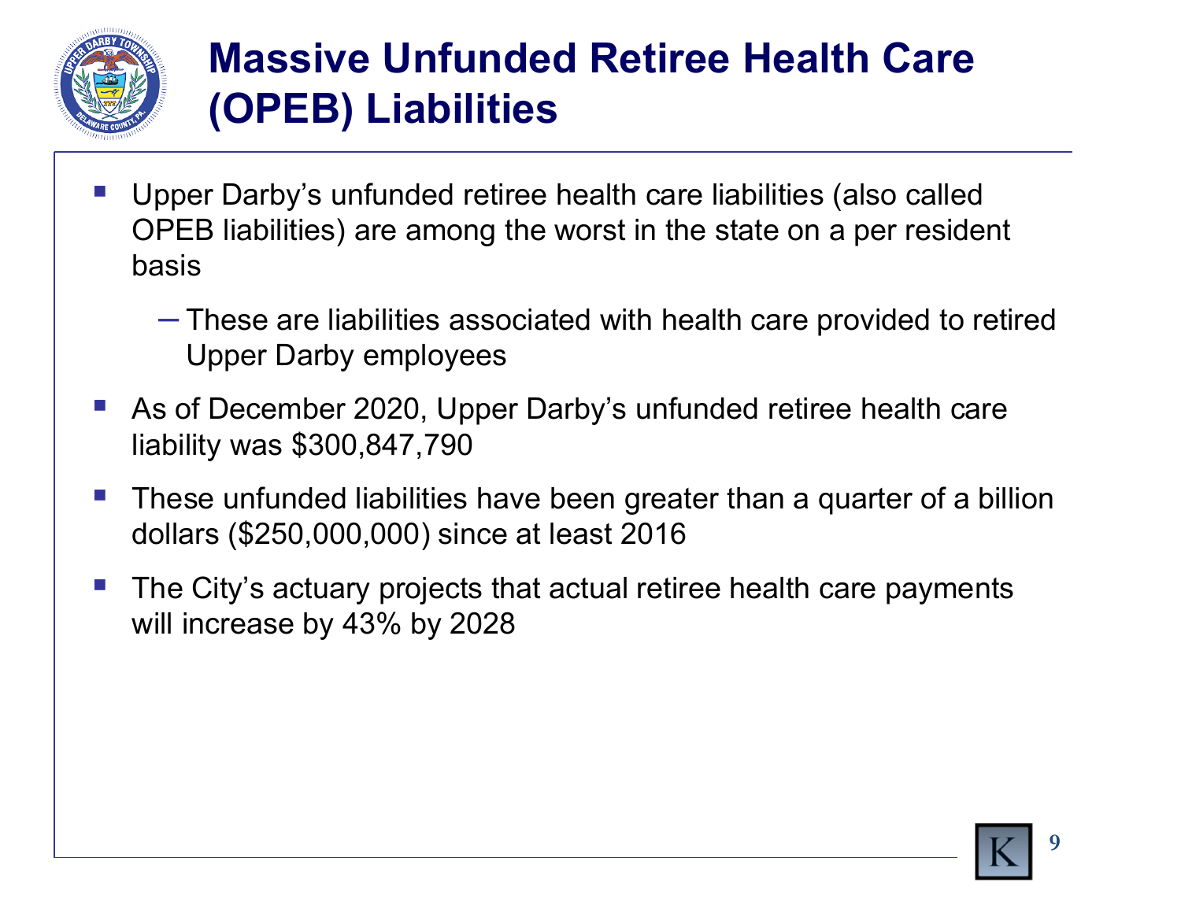# Massive Unfunded Retiree Health Care (OPEB) Liabilities

- Upper Darby's unfunded retiree health care liabilities (also called OPEB liabilities) are among the worst in the state on a per resident basis
  - These are liabilities associated with health care provided to retired Upper Darby employees
- As of December 2020, Upper Darby's unfunded retiree health care liability was $300,847,790
- These unfunded liabilities have been greater than a quarter of a billion dollars ($250,000,000) since at least 2016
- The City's actuary projects that actual retiree health care payments will increase by 43% by 2028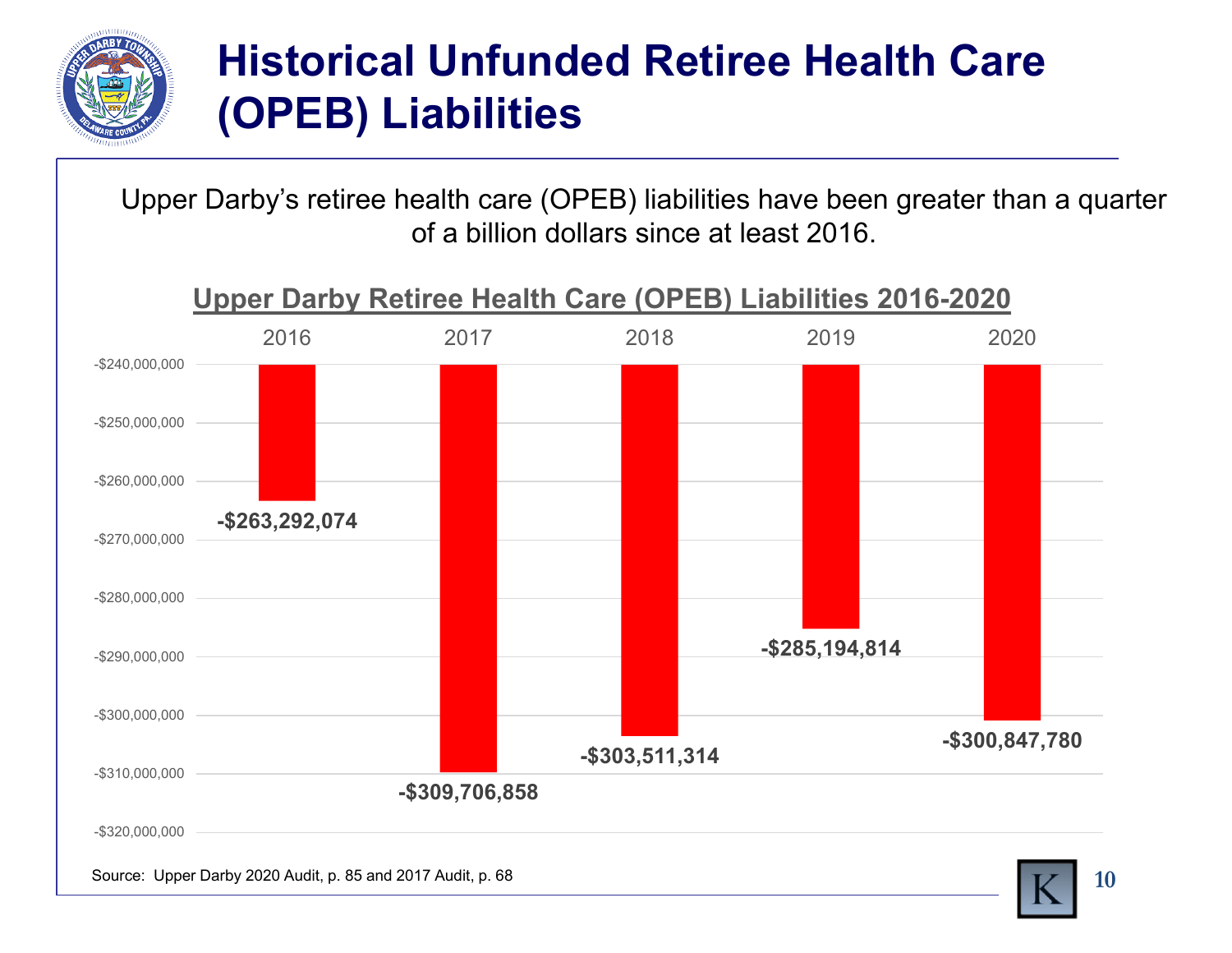# Historical Unfunded Retiree Health Care (OPEB) Liabilities

Upper Darby's retiree health care (OPEB) liabilities have been greater than a quarter of a billion dollars since at least 2016.

**Upper Darby Retiree Health Care (OPEB) Liabilities 2016-2020**

| Year | Liability |
|---|---|
| 2016 | -$263,292,074 |
| 2017 | -$309,706,858 |
| 2018 | -$303,511,314 |
| 2019 | -$285,194,814 |
| 2020 | -$300,847,780 |

Source: Upper Darby 2020 Audit, p. 85 and 2017 Audit, p. 68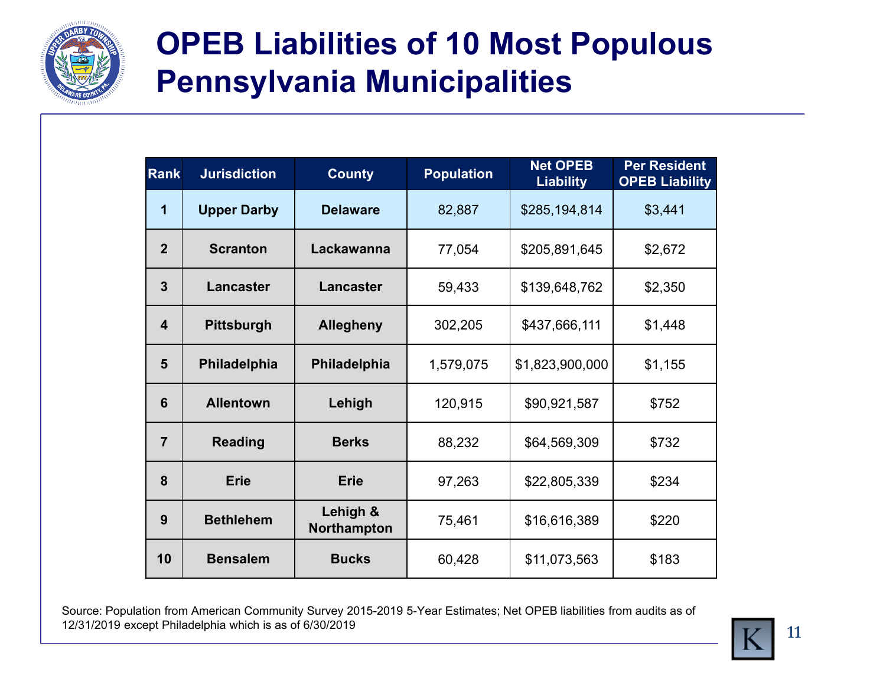# OPEB Liabilities of 10 Most Populous Pennsylvania Municipalities

| Rank | Jurisdiction | County | Population | Net OPEB Liability | Per Resident OPEB Liability |
|---|---|---|---|---|---|
| 1 | **Upper Darby** | **Delaware** | 82,887 | $285,194,814 | $3,441 |
| 2 | **Scranton** | **Lackawanna** | 77,054 | $205,891,645 | $2,672 |
| 3 | **Lancaster** | **Lancaster** | 59,433 | $139,648,762 | $2,350 |
| 4 | **Pittsburgh** | **Allegheny** | 302,205 | $437,666,111 | $1,448 |
| 5 | **Philadelphia** | **Philadelphia** | 1,579,075 | $1,823,900,000 | $1,155 |
| 6 | **Allentown** | **Lehigh** | 120,915 | $90,921,587 | $752 |
| 7 | **Reading** | **Berks** | 88,232 | $64,569,309 | $732 |
| 8 | **Erie** | **Erie** | 97,263 | $22,805,339 | $234 |
| 9 | **Bethlehem** | **Lehigh & Northampton** | 75,461 | $16,616,389 | $220 |
| 10 | **Bensalem** | **Bucks** | 60,428 | $11,073,563 | $183 |

Source: Population from American Community Survey 2015-2019 5-Year Estimates; Net OPEB liabilities from audits as of 12/31/2019 except Philadelphia which is as of 6/30/2019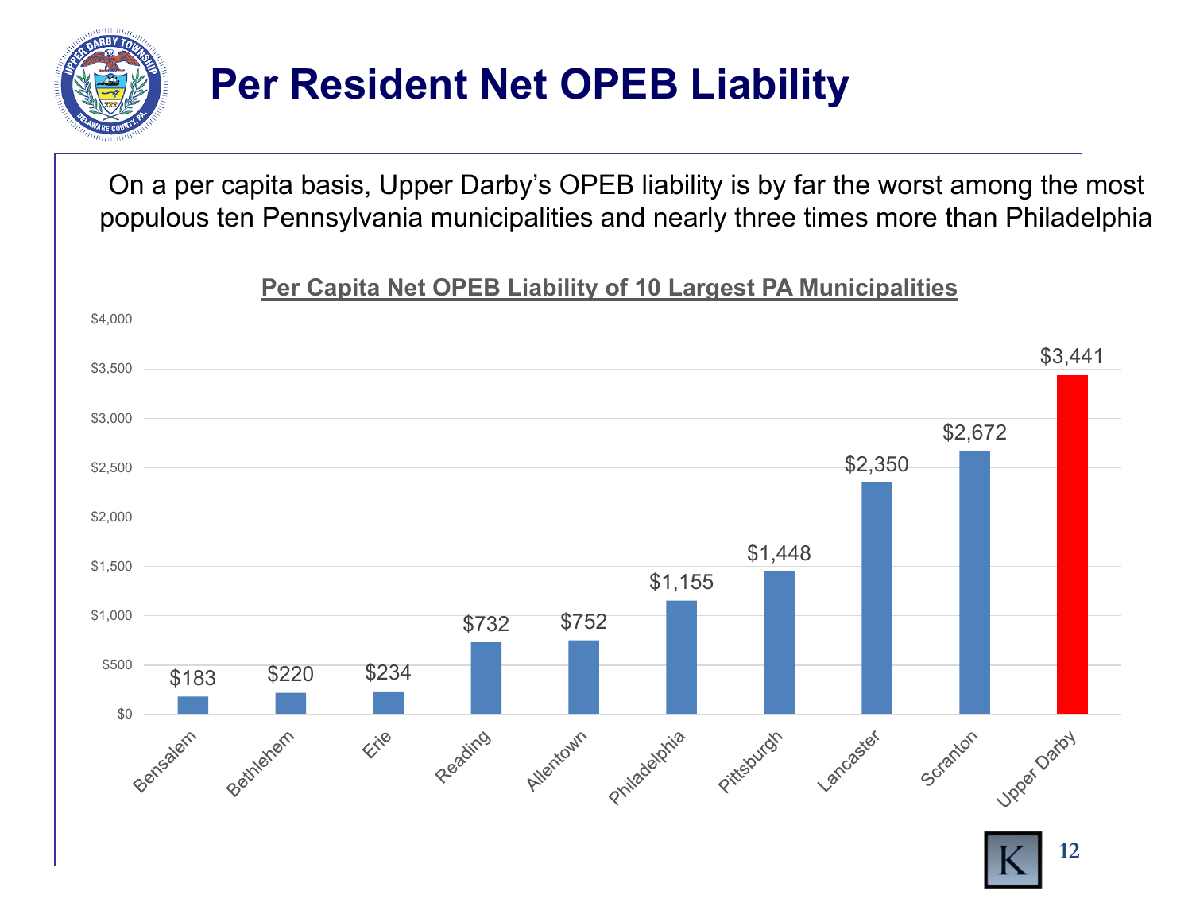# Per Resident Net OPEB Liability

On a per capita basis, Upper Darby's OPEB liability is by far the worst among the most populous ten Pennsylvania municipalities and nearly three times more than Philadelphia

**Per Capita Net OPEB Liability of 10 Largest PA Municipalities**

| Municipality | Per Capita Net OPEB Liability |
|---|---|
| Bensalem | $183 |
| Bethlehem | $220 |
| Erie | $234 |
| Reading | $732 |
| Allentown | $752 |
| Philadelphia | $1,155 |
| Pittsburgh | $1,448 |
| Lancaster | $2,350 |
| Scranton | $2,672 |
| Upper Darby | $3,441 |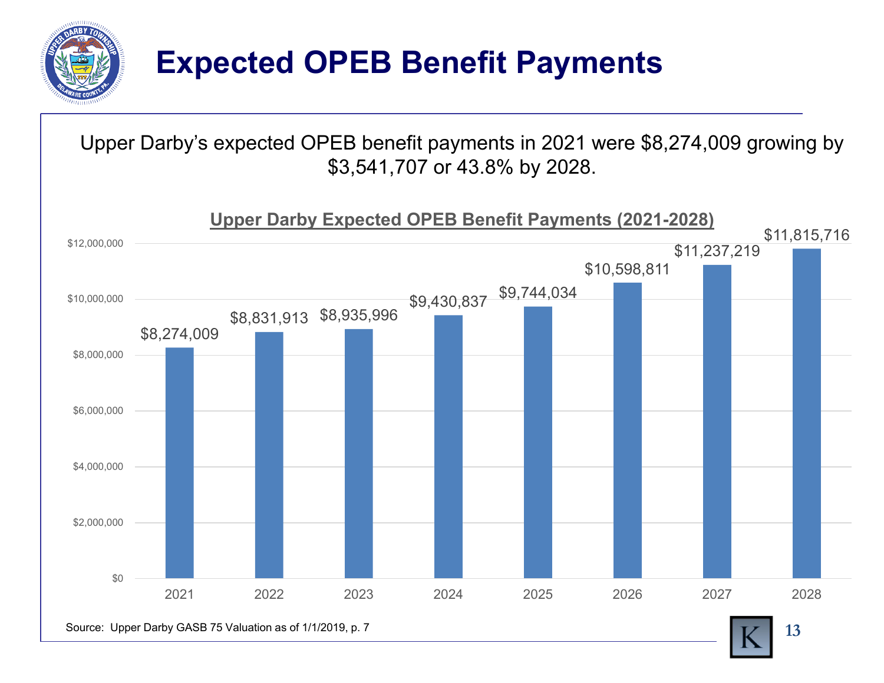# Expected OPEB Benefit Payments

Upper Darby's expected OPEB benefit payments in 2021 were $8,274,009 growing by $3,541,707 or 43.8% by 2028.

**Upper Darby Expected OPEB Benefit Payments (2021-2028)**

| Year | Expected OPEB Benefit Payments |
|---|---|
| 2021 | $8,274,009 |
| 2022 | $8,831,913 |
| 2023 | $8,935,996 |
| 2024 | $9,430,837 |
| 2025 | $9,744,034 |
| 2026 | $10,598,811 |
| 2027 | $11,237,219 |
| 2028 | $11,815,716 |

Source: Upper Darby GASB 75 Valuation as of 1/1/2019, p. 7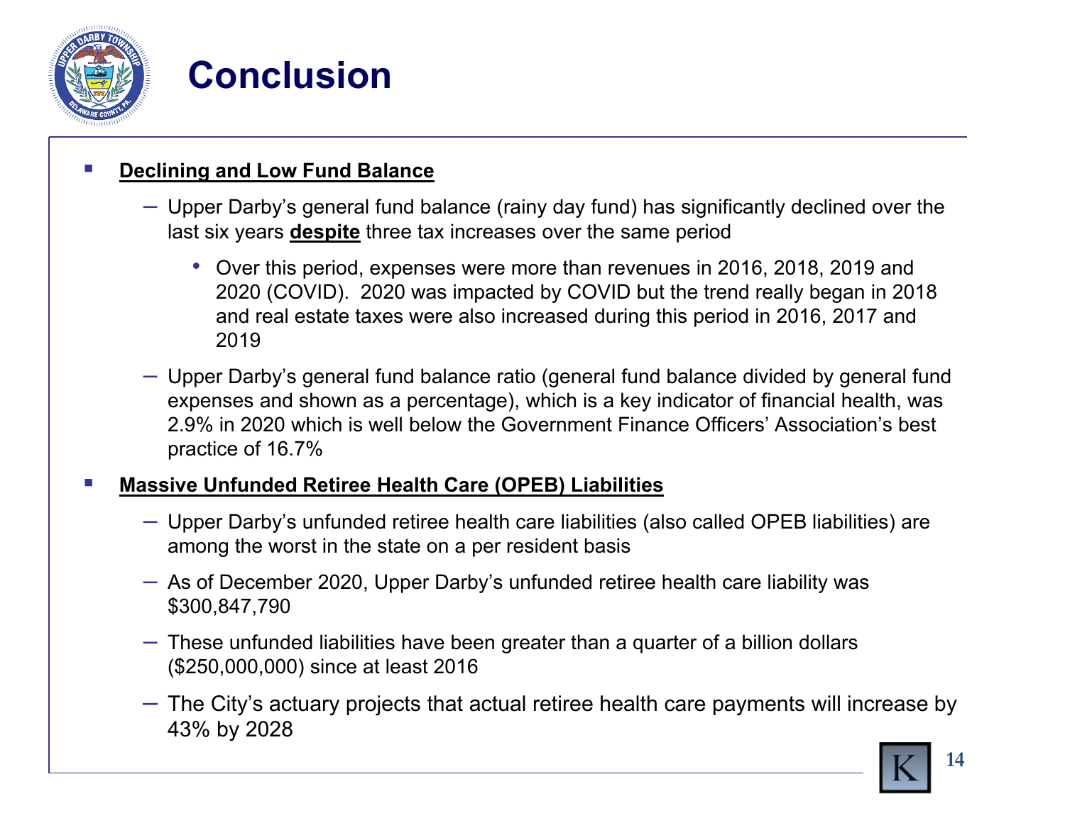# Conclusion

- **Declining and Low Fund Balance**
  - Upper Darby's general fund balance (rainy day fund) has significantly declined over the last six years **despite** three tax increases over the same period
    - Over this period, expenses were more than revenues in 2016, 2018, 2019 and 2020 (COVID). 2020 was impacted by COVID but the trend really began in 2018 and real estate taxes were also increased during this period in 2016, 2017 and 2019
  - Upper Darby's general fund balance ratio (general fund balance divided by general fund expenses and shown as a percentage), which is a key indicator of financial health, was 2.9% in 2020 which is well below the Government Finance Officers' Association's best practice of 16.7%

- **Massive Unfunded Retiree Health Care (OPEB) Liabilities**
  - Upper Darby's unfunded retiree health care liabilities (also called OPEB liabilities) are among the worst in the state on a per resident basis
  - As of December 2020, Upper Darby's unfunded retiree health care liability was $300,847,790
  - These unfunded liabilities have been greater than a quarter of a billion dollars ($250,000,000) since at least 2016
  - The City's actuary projects that actual retiree health care payments will increase by 43% by 2028